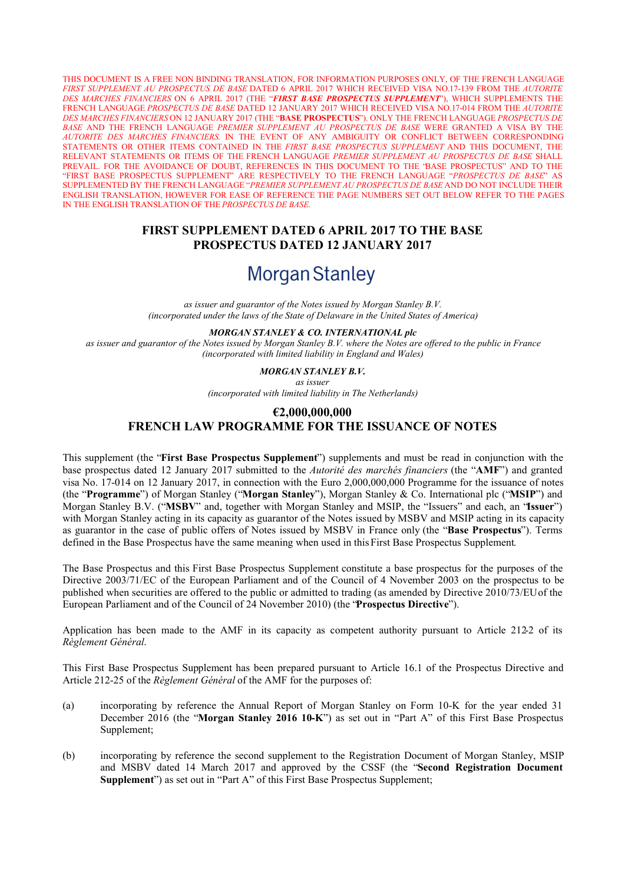THIS DOCUMENT IS A FREE NON BINDING TRANSLATION, FOR INFORMATION PURPOSES ONLY, OF THE FRENCH LANGUAGE *FIRST SUPPLEMENT AU PROSPECTUS DE BASE* DATED 6 APRIL 2017 WHICH RECEIVED VISA NO.17-139 FROM THE *AUTORITE DES MARCHES FINANCIERS* ON 6 APRIL 2017 (THE "***FIRST BASE PROSPECTUS SUPPLEMENT***"), WHICH SUPPLEMENTS THE FRENCH LANGUAGE *PROSPECTUS DE BASE* DATED 12 JANUARY 2017 WHICH RECEIVED VISA NO.17-014 FROM THE *AUTORITE DES MARCHES FINANCIERS* ON 12 JANUARY 2017 (THE "**BASE PROSPECTUS**"). ONLY THE FRENCH LANGUAGE *PROSPECTUS DE BASE* AND THE FRENCH LANGUAGE *PREMIER SUPPLEMENT AU PROSPECTUS DE BASE* WERE GRANTED A VISA BY THE *AUTORITE DES MARCHES FINANCIERS.* IN THE EVENT OF ANY AMBIGUITY OR CONFLICT BETWEEN CORRESPONDING STATEMENTS OR OTHER ITEMS CONTAINED IN THE *FIRST BASE PROSPECTUS SUPPLEMENT* AND THIS DOCUMENT, THE RELEVANT STATEMENTS OR ITEMS OF THE FRENCH LANGUAGE *PREMIER SUPPLEMENT AU PROSPECTUS DE BASE* SHALL PREVAIL. FOR THE AVOIDANCE OF DOUBT, REFERENCES IN THIS DOCUMENT TO THE "BASE PROSPECTUS" AND TO THE "FIRST BASE PROSPECTUS SUPPLEMENT" ARE RESPECTIVELY TO THE FRENCH LANGUAGE "*PROSPECTUS DE BASE*" AS SUPPLEMENTED BY THE FRENCH LANGUAGE "*PREMIER SUPPLEMENT AU PROSPECTUS DE BASE* AND DO NOT INCLUDE THEIR ENGLISH TRANSLATION, HOWEVER FOR EASE OF REFERENCE THE PAGE NUMBERS SET OUT BELOW REFER TO THE PAGES IN THE ENGLISH TRANSLATION OF THE *PROSPECTUS DE BASE.*

# FIRST SUPPLEMENT DATED 6 APRIL 2017 TO THE BASE PROSPECTUS DATED 12 JANUARY 2017

## Morgan Stanley

*as issuer and guarantor of the Notes issued by Morgan Stanley B.V.*
*(incorporated under the laws of the State of Delaware in the United States of America)*

***MORGAN STANLEY & CO. INTERNATIONAL plc***
*as issuer and guarantor of the Notes issued by Morgan Stanley B.V. where the Notes are offered to the public in France*
*(incorporated with limited liability in England and Wales)*

***MORGAN STANLEY B.V.***
*as issuer*
*(incorporated with limited liability in The Netherlands)*

## €2,000,000,000
## FRENCH LAW PROGRAMME FOR THE ISSUANCE OF NOTES

This supplement (the "**First Base Prospectus Supplement**") supplements and must be read in conjunction with the base prospectus dated 12 January 2017 submitted to the *Autorité des marchés financiers* (the "**AMF**") and granted visa No. 17-014 on 12 January 2017, in connection with the Euro 2,000,000,000 Programme for the issuance of notes (the "**Programme**") of Morgan Stanley ("**Morgan Stanley**"), Morgan Stanley & Co. International plc ("**MSIP**") and Morgan Stanley B.V. ("**MSBV**" and, together with Morgan Stanley and MSIP, the "Issuers" and each, an "**Issuer**") with Morgan Stanley acting in its capacity as guarantor of the Notes issued by MSBV and MSIP acting in its capacity as guarantor in the case of public offers of Notes issued by MSBV in France only (the "**Base Prospectus**"). Terms defined in the Base Prospectus have the same meaning when used in this First Base Prospectus Supplement.

The Base Prospectus and this First Base Prospectus Supplement constitute a base prospectus for the purposes of the Directive 2003/71/EC of the European Parliament and of the Council of 4 November 2003 on the prospectus to be published when securities are offered to the public or admitted to trading (as amended by Directive 2010/73/EU of the European Parliament and of the Council of 24 November 2010) (the "**Prospectus Directive**").

Application has been made to the AMF in its capacity as competent authority pursuant to Article 212-2 of its *Règlement Général*.

This First Base Prospectus Supplement has been prepared pursuant to Article 16.1 of the Prospectus Directive and Article 212-25 of the *Règlement Général* of the AMF for the purposes of:

(a) incorporating by reference the Annual Report of Morgan Stanley on Form 10-K for the year ended 31 December 2016 (the "**Morgan Stanley 2016 10-K**") as set out in "Part A" of this First Base Prospectus Supplement;

(b) incorporating by reference the second supplement to the Registration Document of Morgan Stanley, MSIP and MSBV dated 14 March 2017 and approved by the CSSF (the "**Second Registration Document Supplement**") as set out in "Part A" of this First Base Prospectus Supplement;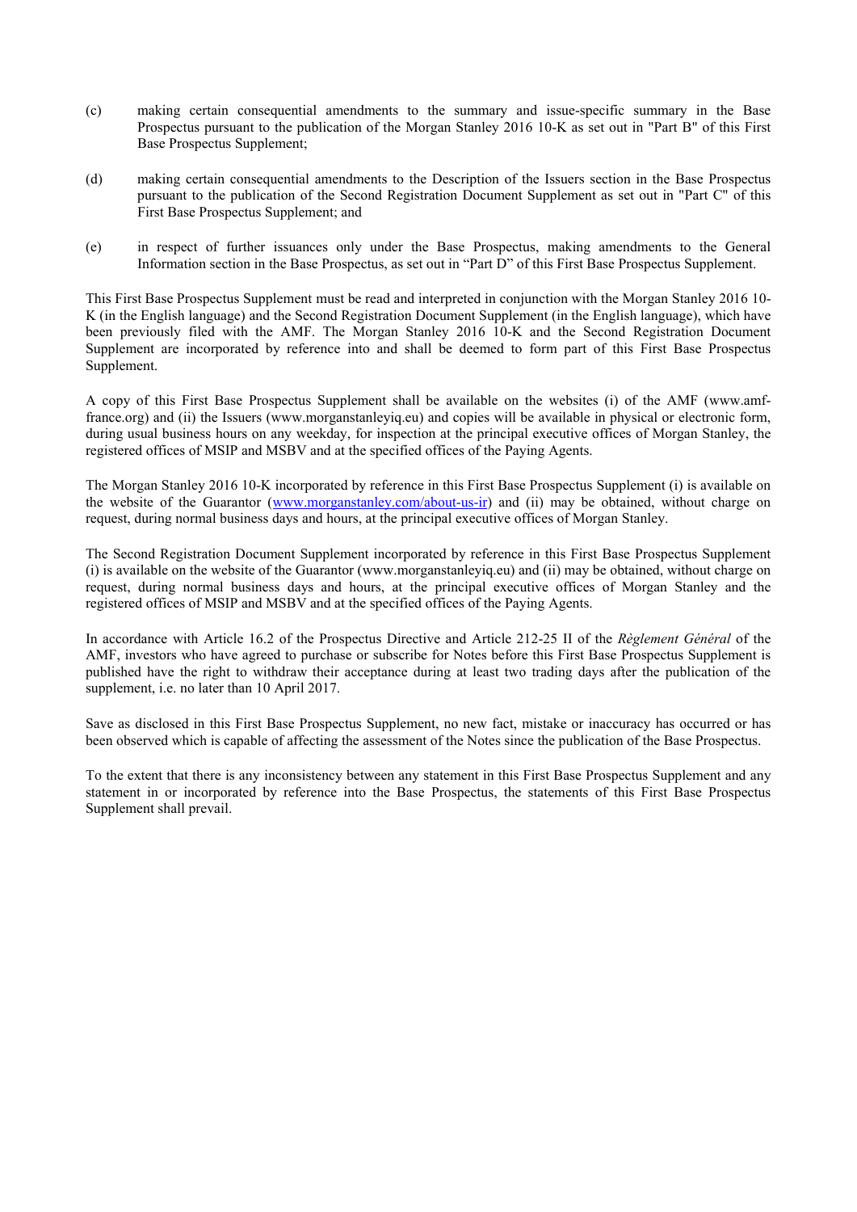(c) making certain consequential amendments to the summary and issue-specific summary in the Base Prospectus pursuant to the publication of the Morgan Stanley 2016 10-K as set out in "Part B" of this First Base Prospectus Supplement;

(d) making certain consequential amendments to the Description of the Issuers section in the Base Prospectus pursuant to the publication of the Second Registration Document Supplement as set out in "Part C" of this First Base Prospectus Supplement; and

(e) in respect of further issuances only under the Base Prospectus, making amendments to the General Information section in the Base Prospectus, as set out in "Part D" of this First Base Prospectus Supplement.

This First Base Prospectus Supplement must be read and interpreted in conjunction with the Morgan Stanley 2016 10-K (in the English language) and the Second Registration Document Supplement (in the English language), which have been previously filed with the AMF. The Morgan Stanley 2016 10-K and the Second Registration Document Supplement are incorporated by reference into and shall be deemed to form part of this First Base Prospectus Supplement.

A copy of this First Base Prospectus Supplement shall be available on the websites (i) of the AMF (www.amf-france.org) and (ii) the Issuers (www.morganstanleyiq.eu) and copies will be available in physical or electronic form, during usual business hours on any weekday, for inspection at the principal executive offices of Morgan Stanley, the registered offices of MSIP and MSBV and at the specified offices of the Paying Agents.

The Morgan Stanley 2016 10-K incorporated by reference in this First Base Prospectus Supplement (i) is available on the website of the Guarantor (www.morganstanley.com/about-us-ir) and (ii) may be obtained, without charge on request, during normal business days and hours, at the principal executive offices of Morgan Stanley.

The Second Registration Document Supplement incorporated by reference in this First Base Prospectus Supplement (i) is available on the website of the Guarantor (www.morganstanleyiq.eu) and (ii) may be obtained, without charge on request, during normal business days and hours, at the principal executive offices of Morgan Stanley and the registered offices of MSIP and MSBV and at the specified offices of the Paying Agents.

In accordance with Article 16.2 of the Prospectus Directive and Article 212-25 II of the *Règlement Général* of the AMF, investors who have agreed to purchase or subscribe for Notes before this First Base Prospectus Supplement is published have the right to withdraw their acceptance during at least two trading days after the publication of the supplement, i.e. no later than 10 April 2017.

Save as disclosed in this First Base Prospectus Supplement, no new fact, mistake or inaccuracy has occurred or has been observed which is capable of affecting the assessment of the Notes since the publication of the Base Prospectus.

To the extent that there is any inconsistency between any statement in this First Base Prospectus Supplement and any statement in or incorporated by reference into the Base Prospectus, the statements of this First Base Prospectus Supplement shall prevail.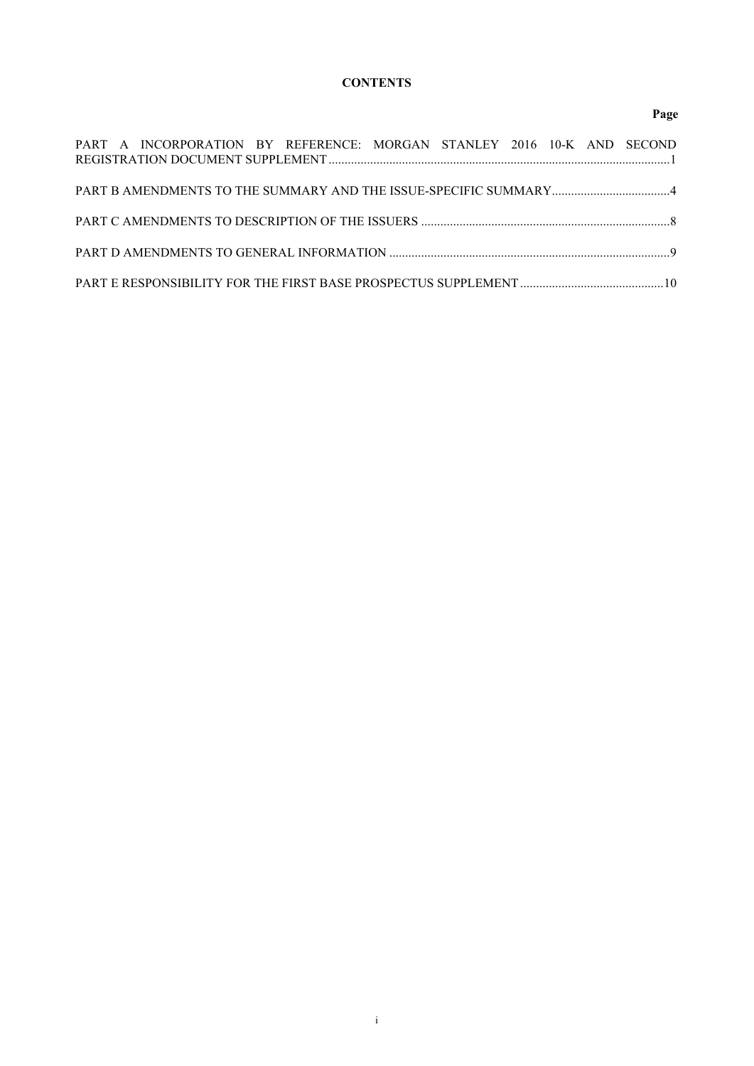**CONTENTS**

| | Page |
|---|---|
| PART A INCORPORATION BY REFERENCE: MORGAN STANLEY 2016 10-K AND SECOND REGISTRATION DOCUMENT SUPPLEMENT | 1 |
| PART B AMENDMENTS TO THE SUMMARY AND THE ISSUE-SPECIFIC SUMMARY | 4 |
| PART C AMENDMENTS TO DESCRIPTION OF THE ISSUERS | 8 |
| PART D AMENDMENTS TO GENERAL INFORMATION | 9 |
| PART E RESPONSIBILITY FOR THE FIRST BASE PROSPECTUS SUPPLEMENT | 10 |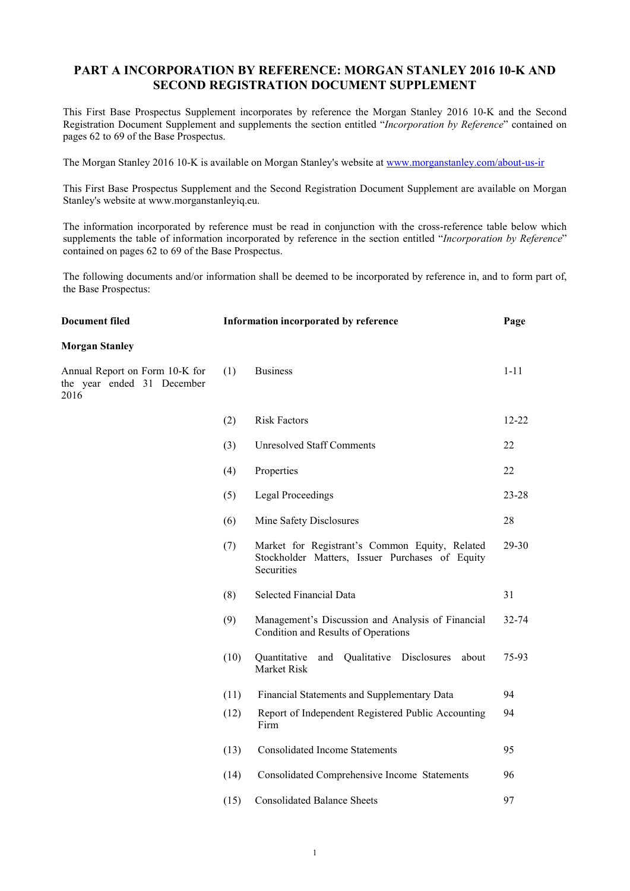# PART A INCORPORATION BY REFERENCE: MORGAN STANLEY 2016 10-K AND SECOND REGISTRATION DOCUMENT SUPPLEMENT

This First Base Prospectus Supplement incorporates by reference the Morgan Stanley 2016 10-K and the Second Registration Document Supplement and supplements the section entitled "*Incorporation by Reference*" contained on pages 62 to 69 of the Base Prospectus.

The Morgan Stanley 2016 10-K is available on Morgan Stanley's website at www.morganstanley.com/about-us-ir

This First Base Prospectus Supplement and the Second Registration Document Supplement are available on Morgan Stanley's website at www.morganstanleyiq.eu.

The information incorporated by reference must be read in conjunction with the cross-reference table below which supplements the table of information incorporated by reference in the section entitled "*Incorporation by Reference*" contained on pages 62 to 69 of the Base Prospectus.

The following documents and/or information shall be deemed to be incorporated by reference in, and to form part of, the Base Prospectus:

| Document filed | | Information incorporated by reference | Page |
|---|---|---|---|
| **Morgan Stanley** | | | |
| Annual Report on Form 10-K for the year ended 31 December 2016 | (1) | Business | 1-11 |
| | (2) | Risk Factors | 12-22 |
| | (3) | Unresolved Staff Comments | 22 |
| | (4) | Properties | 22 |
| | (5) | Legal Proceedings | 23-28 |
| | (6) | Mine Safety Disclosures | 28 |
| | (7) | Market for Registrant's Common Equity, Related Stockholder Matters, Issuer Purchases of Equity Securities | 29-30 |
| | (8) | Selected Financial Data | 31 |
| | (9) | Management's Discussion and Analysis of Financial Condition and Results of Operations | 32-74 |
| | (10) | Quantitative and Qualitative Disclosures about Market Risk | 75-93 |
| | (11) | Financial Statements and Supplementary Data | 94 |
| | (12) | Report of Independent Registered Public Accounting Firm | 94 |
| | (13) | Consolidated Income Statements | 95 |
| | (14) | Consolidated Comprehensive Income Statements | 96 |
| | (15) | Consolidated Balance Sheets | 97 |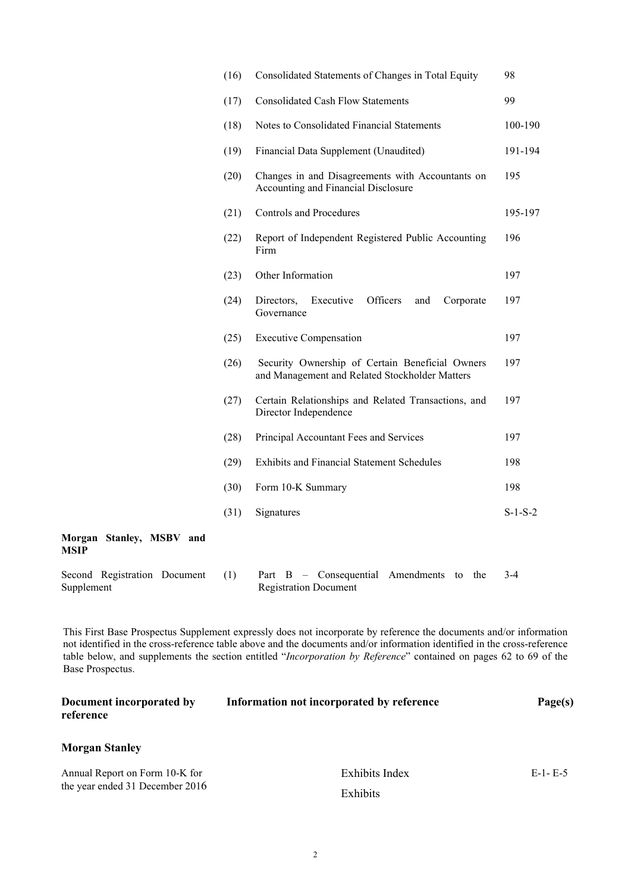| | | | |
|---|---|---|---|
| | (16) | Consolidated Statements of Changes in Total Equity | 98 |
| | (17) | Consolidated Cash Flow Statements | 99 |
| | (18) | Notes to Consolidated Financial Statements | 100-190 |
| | (19) | Financial Data Supplement (Unaudited) | 191-194 |
| | (20) | Changes in and Disagreements with Accountants on Accounting and Financial Disclosure | 195 |
| | (21) | Controls and Procedures | 195-197 |
| | (22) | Report of Independent Registered Public Accounting Firm | 196 |
| | (23) | Other Information | 197 |
| | (24) | Directors, Executive Officers and Corporate Governance | 197 |
| | (25) | Executive Compensation | 197 |
| | (26) | Security Ownership of Certain Beneficial Owners and Management and Related Stockholder Matters | 197 |
| | (27) | Certain Relationships and Related Transactions, and Director Independence | 197 |
| | (28) | Principal Accountant Fees and Services | 197 |
| | (29) | Exhibits and Financial Statement Schedules | 198 |
| | (30) | Form 10-K Summary | 198 |
| | (31) | Signatures | S-1-S-2 |
| **Morgan Stanley, MSBV and MSIP** | | | |
| Second Registration Document Supplement | (1) | Part B – Consequential Amendments to the Registration Document | 3-4 |

This First Base Prospectus Supplement expressly does not incorporate by reference the documents and/or information not identified in the cross-reference table above and the documents and/or information identified in the cross-reference table below, and supplements the section entitled "*Incorporation by Reference*" contained on pages 62 to 69 of the Base Prospectus.

| Document incorporated by reference | Information not incorporated by reference | Page(s) |
|---|---|---|
| **Morgan Stanley** | | |
| Annual Report on Form 10-K for the year ended 31 December 2016 | Exhibits Index | E-1- E-5 |
| | Exhibits | |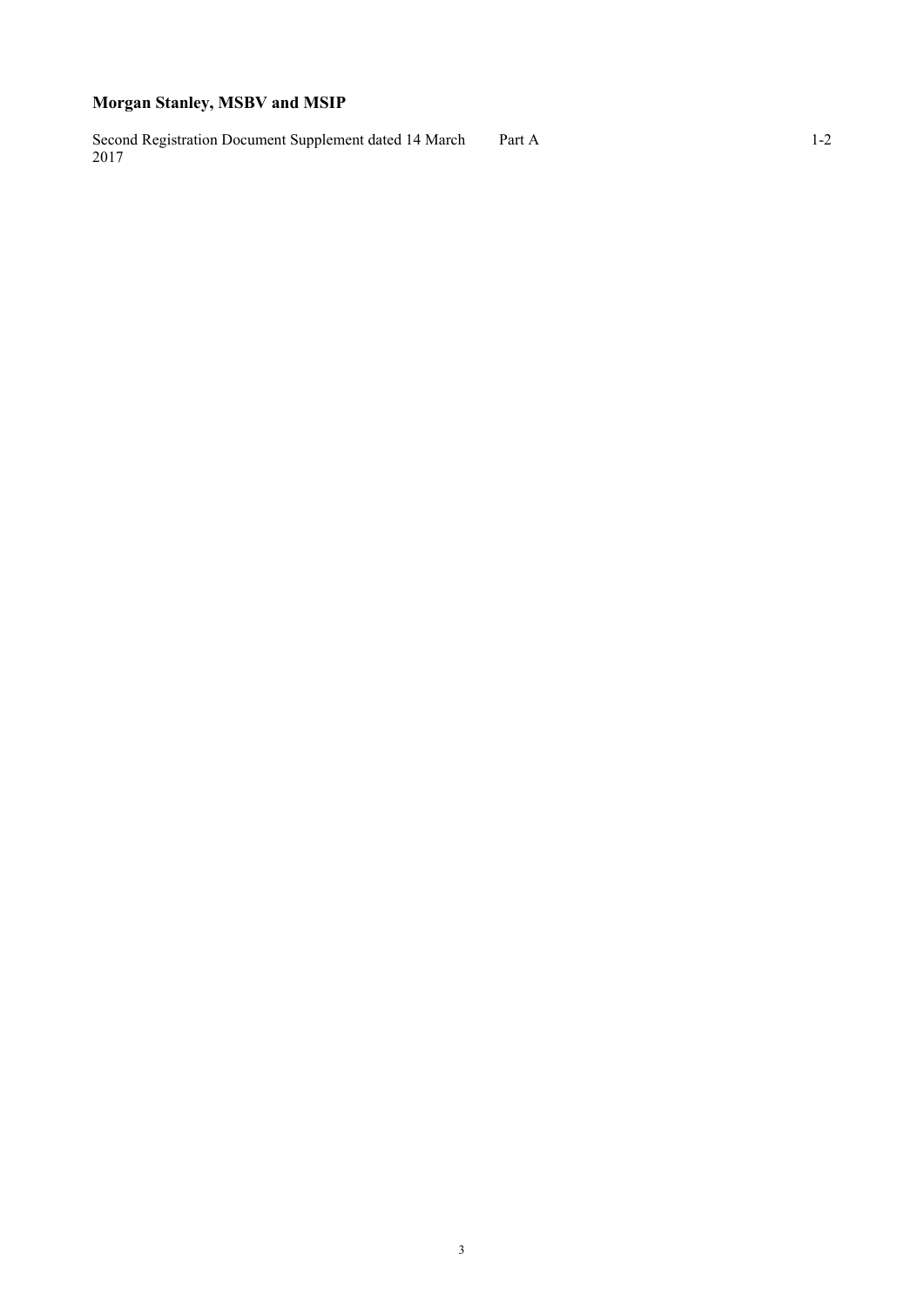**Morgan Stanley, MSBV and MSIP**

| | | |
|---|---|---|
| Second Registration Document Supplement dated 14 March 2017 | Part A | 1-2 |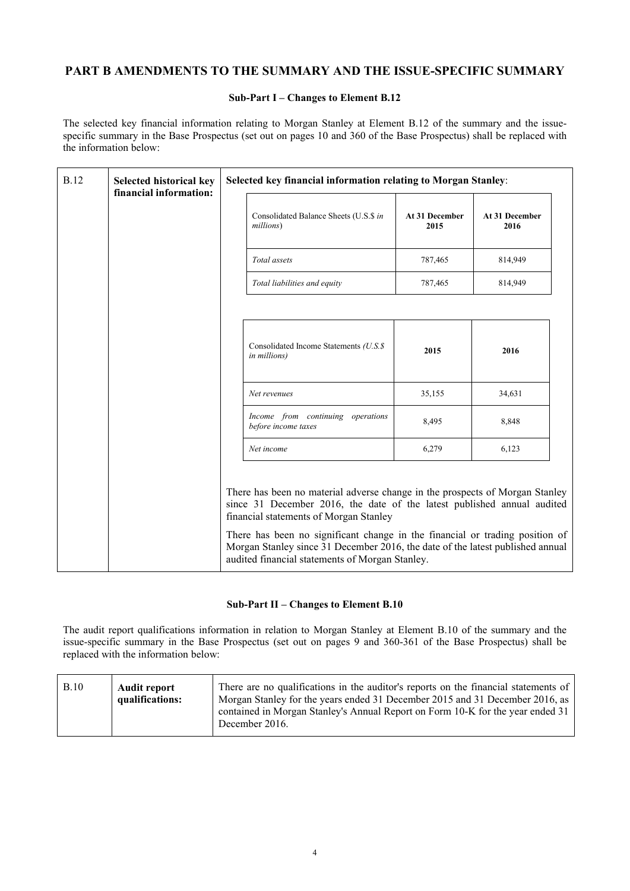# PART B AMENDMENTS TO THE SUMMARY AND THE ISSUE-SPECIFIC SUMMARY

### Sub-Part I – Changes to Element B.12

The selected key financial information relating to Morgan Stanley at Element B.12 of the summary and the issue-specific summary in the Base Prospectus (set out on pages 10 and 360 of the Base Prospectus) shall be replaced with the information below:

| B.12 | **Selected historical key financial information:** | **Selected key financial information relating to Morgan Stanley**: |
|---|---|---|

| Consolidated Balance Sheets (U.S.$ *in millions*) | **At 31 December 2015** | **At 31 December 2016** |
|---|---|---|
| *Total assets* | 787,465 | 814,949 |
| *Total liabilities and equity* | 787,465 | 814,949 |

| Consolidated Income Statements *(U.S.$ in millions)* | **2015** | **2016** |
|---|---|---|
| *Net revenues* | 35,155 | 34,631 |
| *Income from continuing operations before income taxes* | 8,495 | 8,848 |
| *Net income* | 6,279 | 6,123 |

There has been no material adverse change in the prospects of Morgan Stanley since 31 December 2016, the date of the latest published annual audited financial statements of Morgan Stanley

There has been no significant change in the financial or trading position of Morgan Stanley since 31 December 2016, the date of the latest published annual audited financial statements of Morgan Stanley.

### Sub-Part II – Changes to Element B.10

The audit report qualifications information in relation to Morgan Stanley at Element B.10 of the summary and the issue-specific summary in the Base Prospectus (set out on pages 9 and 360-361 of the Base Prospectus) shall be replaced with the information below:

| B.10 | **Audit report qualifications:** | There are no qualifications in the auditor's reports on the financial statements of Morgan Stanley for the years ended 31 December 2015 and 31 December 2016, as contained in Morgan Stanley's Annual Report on Form 10-K for the year ended 31 December 2016. |
|---|---|---|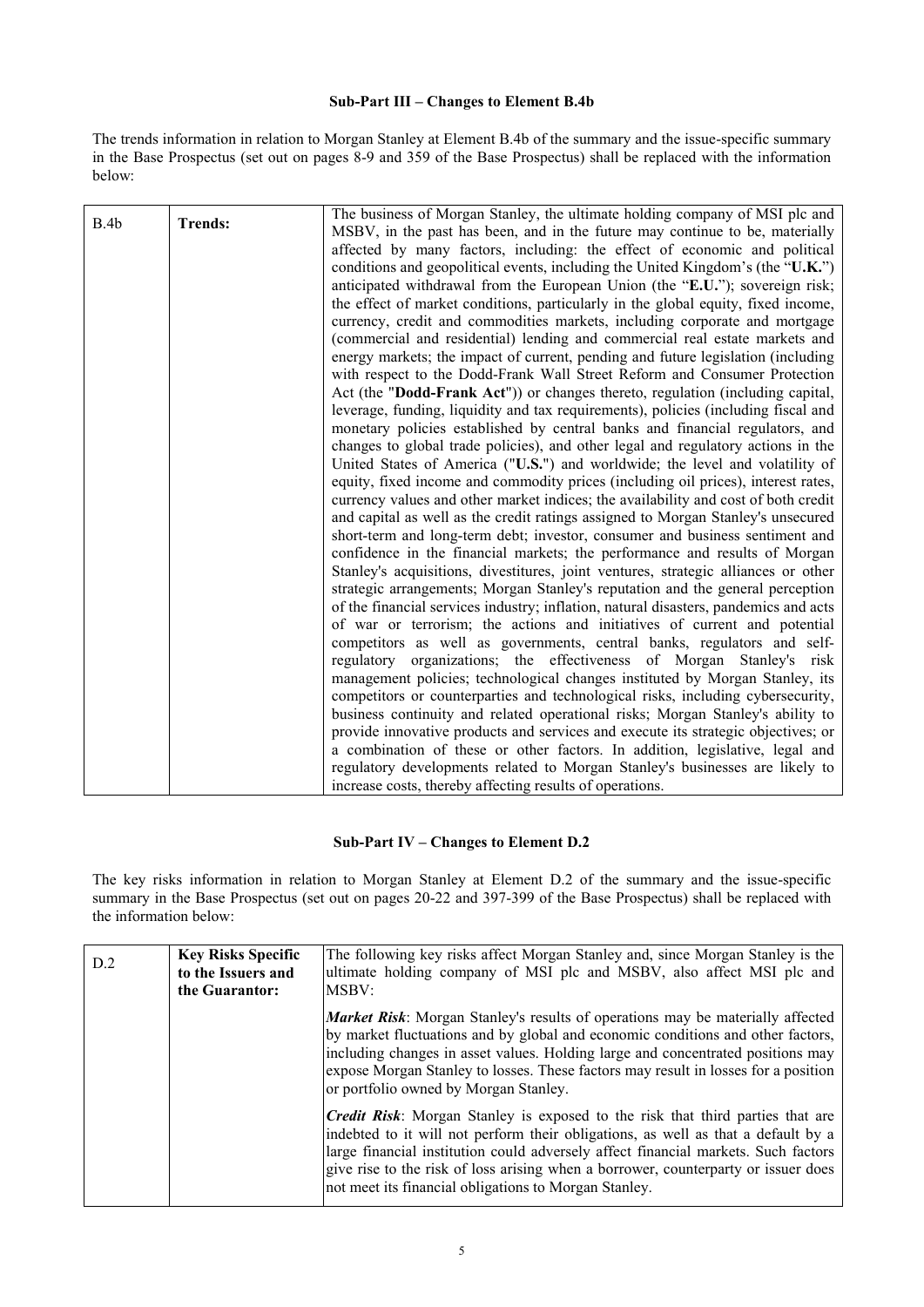**Sub-Part III – Changes to Element B.4b**

The trends information in relation to Morgan Stanley at Element B.4b of the summary and the issue-specific summary in the Base Prospectus (set out on pages 8-9 and 359 of the Base Prospectus) shall be replaced with the information below:

| | | |
|---|---|---|
| B.4b | **Trends:** | The business of Morgan Stanley, the ultimate holding company of MSI plc and MSBV, in the past has been, and in the future may continue to be, materially affected by many factors, including: the effect of economic and political conditions and geopolitical events, including the United Kingdom's (the "**U.K.**") anticipated withdrawal from the European Union (the "**E.U.**"); sovereign risk; the effect of market conditions, particularly in the global equity, fixed income, currency, credit and commodities markets, including corporate and mortgage (commercial and residential) lending and commercial real estate markets and energy markets; the impact of current, pending and future legislation (including with respect to the Dodd-Frank Wall Street Reform and Consumer Protection Act (the "**Dodd-Frank Act**")) or changes thereto, regulation (including capital, leverage, funding, liquidity and tax requirements), policies (including fiscal and monetary policies established by central banks and financial regulators, and changes to global trade policies), and other legal and regulatory actions in the United States of America ("**U.S.**") and worldwide; the level and volatility of equity, fixed income and commodity prices (including oil prices), interest rates, currency values and other market indices; the availability and cost of both credit and capital as well as the credit ratings assigned to Morgan Stanley's unsecured short-term and long-term debt; investor, consumer and business sentiment and confidence in the financial markets; the performance and results of Morgan Stanley's acquisitions, divestitures, joint ventures, strategic alliances or other strategic arrangements; Morgan Stanley's reputation and the general perception of the financial services industry; inflation, natural disasters, pandemics and acts of war or terrorism; the actions and initiatives of current and potential competitors as well as governments, central banks, regulators and self-regulatory organizations; the effectiveness of Morgan Stanley's risk management policies; technological changes instituted by Morgan Stanley, its competitors or counterparties and technological risks, including cybersecurity, business continuity and related operational risks; Morgan Stanley's ability to provide innovative products and services and execute its strategic objectives; or a combination of these or other factors. In addition, legislative, legal and regulatory developments related to Morgan Stanley's businesses are likely to increase costs, thereby affecting results of operations. |

**Sub-Part IV – Changes to Element D.2**

The key risks information in relation to Morgan Stanley at Element D.2 of the summary and the issue-specific summary in the Base Prospectus (set out on pages 20-22 and 397-399 of the Base Prospectus) shall be replaced with the information below:

| | | |
|---|---|---|
| D.2 | **Key Risks Specific to the Issuers and the Guarantor:** | The following key risks affect Morgan Stanley and, since Morgan Stanley is the ultimate holding company of MSI plc and MSBV, also affect MSI plc and MSBV:<br><br>***Market Risk***: Morgan Stanley's results of operations may be materially affected by market fluctuations and by global and economic conditions and other factors, including changes in asset values. Holding large and concentrated positions may expose Morgan Stanley to losses. These factors may result in losses for a position or portfolio owned by Morgan Stanley.<br><br>***Credit Risk***: Morgan Stanley is exposed to the risk that third parties that are indebted to it will not perform their obligations, as well as that a default by a large financial institution could adversely affect financial markets. Such factors give rise to the risk of loss arising when a borrower, counterparty or issuer does not meet its financial obligations to Morgan Stanley. |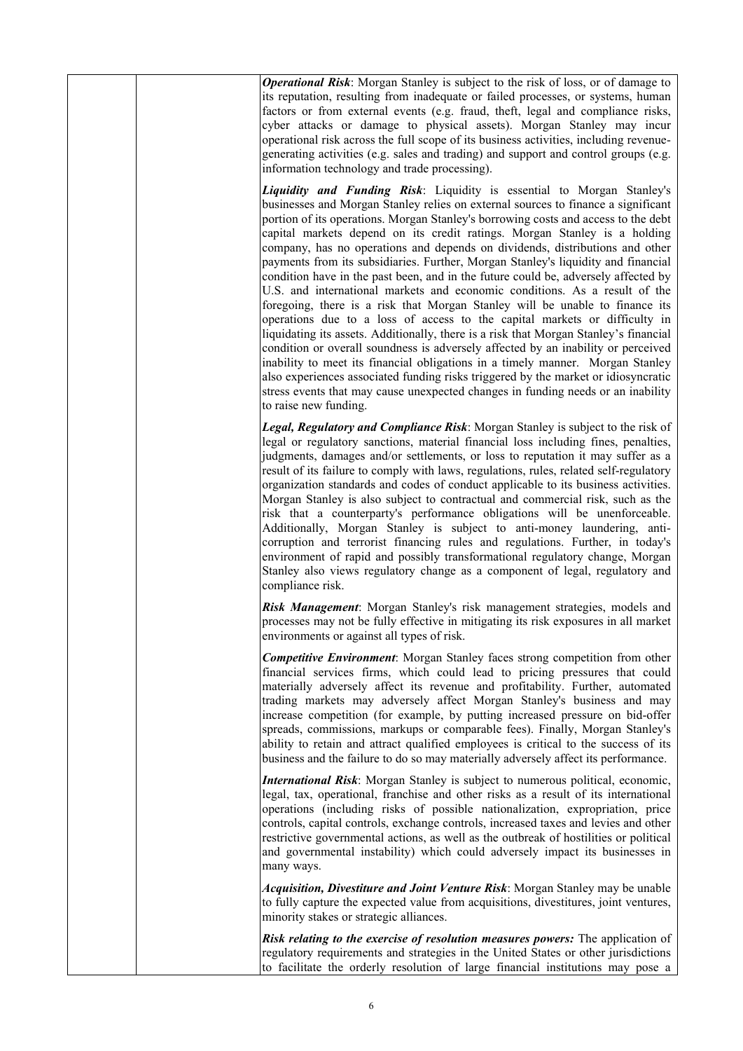| | | ***Operational Risk***: Morgan Stanley is subject to the risk of loss, or of damage to its reputation, resulting from inadequate or failed processes, or systems, human factors or from external events (e.g. fraud, theft, legal and compliance risks, cyber attacks or damage to physical assets). Morgan Stanley may incur operational risk across the full scope of its business activities, including revenue-generating activities (e.g. sales and trading) and support and control groups (e.g. information technology and trade processing).<br><br>***Liquidity and Funding Risk***: Liquidity is essential to Morgan Stanley's businesses and Morgan Stanley relies on external sources to finance a significant portion of its operations. Morgan Stanley's borrowing costs and access to the debt capital markets depend on its credit ratings. Morgan Stanley is a holding company, has no operations and depends on dividends, distributions and other payments from its subsidiaries. Further, Morgan Stanley's liquidity and financial condition have in the past been, and in the future could be, adversely affected by U.S. and international markets and economic conditions. As a result of the foregoing, there is a risk that Morgan Stanley will be unable to finance its operations due to a loss of access to the capital markets or difficulty in liquidating its assets. Additionally, there is a risk that Morgan Stanley's financial condition or overall soundness is adversely affected by an inability or perceived inability to meet its financial obligations in a timely manner. Morgan Stanley also experiences associated funding risks triggered by the market or idiosyncratic stress events that may cause unexpected changes in funding needs or an inability to raise new funding.<br><br>***Legal, Regulatory and Compliance Risk***: Morgan Stanley is subject to the risk of legal or regulatory sanctions, material financial loss including fines, penalties, judgments, damages and/or settlements, or loss to reputation it may suffer as a result of its failure to comply with laws, regulations, rules, related self-regulatory organization standards and codes of conduct applicable to its business activities. Morgan Stanley is also subject to contractual and commercial risk, such as the risk that a counterparty's performance obligations will be unenforceable. Additionally, Morgan Stanley is subject to anti-money laundering, anti-corruption and terrorist financing rules and regulations. Further, in today's environment of rapid and possibly transformational regulatory change, Morgan Stanley also views regulatory change as a component of legal, regulatory and compliance risk.<br><br>***Risk Management***: Morgan Stanley's risk management strategies, models and processes may not be fully effective in mitigating its risk exposures in all market environments or against all types of risk.<br><br>***Competitive Environment***: Morgan Stanley faces strong competition from other financial services firms, which could lead to pricing pressures that could materially adversely affect its revenue and profitability. Further, automated trading markets may adversely affect Morgan Stanley's business and may increase competition (for example, by putting increased pressure on bid-offer spreads, commissions, markups or comparable fees). Finally, Morgan Stanley's ability to retain and attract qualified employees is critical to the success of its business and the failure to do so may materially adversely affect its performance.<br><br>***International Risk***: Morgan Stanley is subject to numerous political, economic, legal, tax, operational, franchise and other risks as a result of its international operations (including risks of possible nationalization, expropriation, price controls, capital controls, exchange controls, increased taxes and levies and other restrictive governmental actions, as well as the outbreak of hostilities or political and governmental instability) which could adversely impact its businesses in many ways.<br><br>***Acquisition, Divestiture and Joint Venture Risk***: Morgan Stanley may be unable to fully capture the expected value from acquisitions, divestitures, joint ventures, minority stakes or strategic alliances.<br><br>***Risk relating to the exercise of resolution measures powers:*** The application of regulatory requirements and strategies in the United States or other jurisdictions to facilitate the orderly resolution of large financial institutions may pose a |
|---|---|---|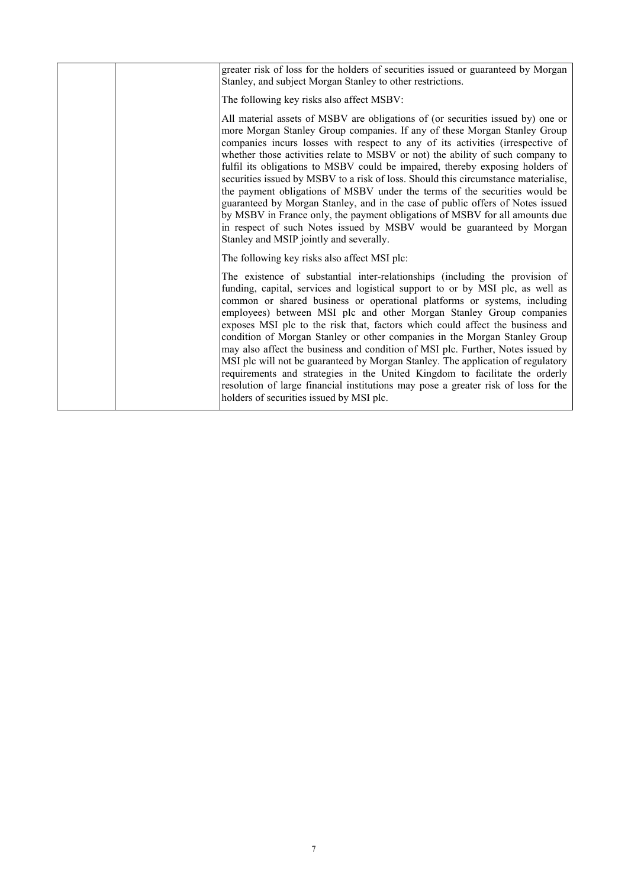| | | greater risk of loss for the holders of securities issued or guaranteed by Morgan Stanley, and subject Morgan Stanley to other restrictions.<br><br>The following key risks also affect MSBV:<br><br>All material assets of MSBV are obligations of (or securities issued by) one or more Morgan Stanley Group companies. If any of these Morgan Stanley Group companies incurs losses with respect to any of its activities (irrespective of whether those activities relate to MSBV or not) the ability of such company to fulfil its obligations to MSBV could be impaired, thereby exposing holders of securities issued by MSBV to a risk of loss. Should this circumstance materialise, the payment obligations of MSBV under the terms of the securities would be guaranteed by Morgan Stanley, and in the case of public offers of Notes issued by MSBV in France only, the payment obligations of MSBV for all amounts due in respect of such Notes issued by MSBV would be guaranteed by Morgan Stanley and MSIP jointly and severally.<br><br>The following key risks also affect MSI plc:<br><br>The existence of substantial inter-relationships (including the provision of funding, capital, services and logistical support to or by MSI plc, as well as common or shared business or operational platforms or systems, including employees) between MSI plc and other Morgan Stanley Group companies exposes MSI plc to the risk that, factors which could affect the business and condition of Morgan Stanley or other companies in the Morgan Stanley Group may also affect the business and condition of MSI plc. Further, Notes issued by MSI plc will not be guaranteed by Morgan Stanley. The application of regulatory requirements and strategies in the United Kingdom to facilitate the orderly resolution of large financial institutions may pose a greater risk of loss for the holders of securities issued by MSI plc. |
|---|---|---|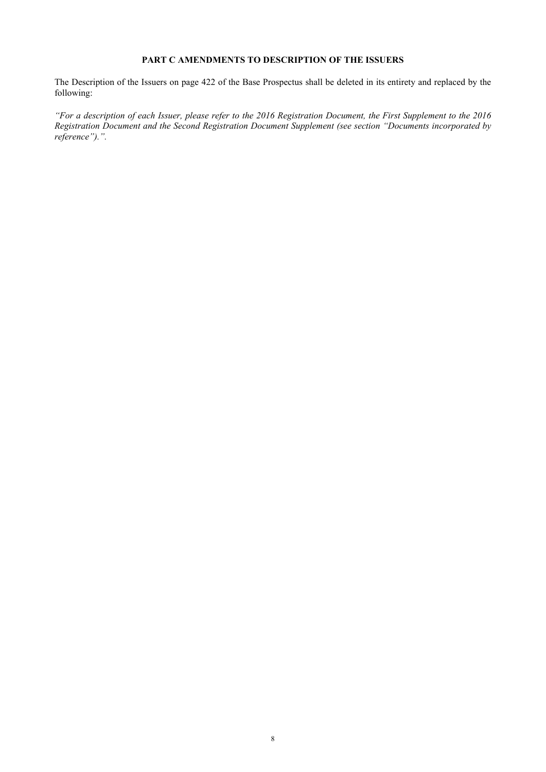## PART C AMENDMENTS TO DESCRIPTION OF THE ISSUERS

The Description of the Issuers on page 422 of the Base Prospectus shall be deleted in its entirety and replaced by the following:

*"For a description of each Issuer, please refer to the 2016 Registration Document, the First Supplement to the 2016 Registration Document and the Second Registration Document Supplement (see section "Documents incorporated by reference").".*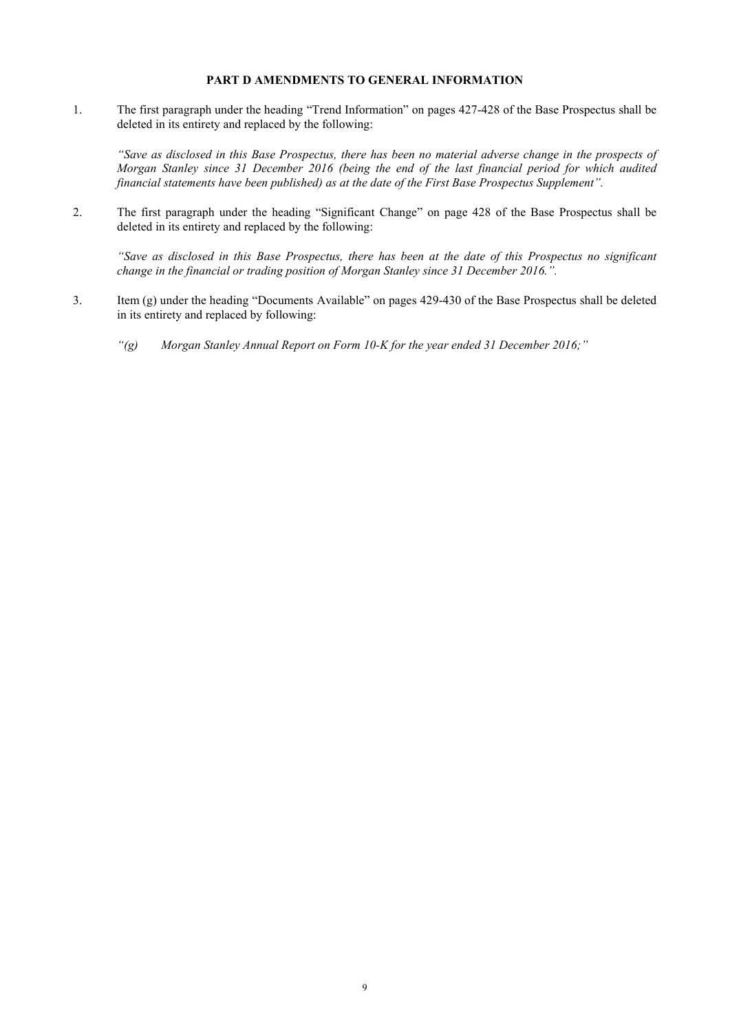## PART D AMENDMENTS TO GENERAL INFORMATION

1. The first paragraph under the heading "Trend Information" on pages 427-428 of the Base Prospectus shall be deleted in its entirety and replaced by the following:

   *"Save as disclosed in this Base Prospectus, there has been no material adverse change in the prospects of Morgan Stanley since 31 December 2016 (being the end of the last financial period for which audited financial statements have been published) as at the date of the First Base Prospectus Supplement".*

2. The first paragraph under the heading "Significant Change" on page 428 of the Base Prospectus shall be deleted in its entirety and replaced by the following:

   *"Save as disclosed in this Base Prospectus, there has been at the date of this Prospectus no significant change in the financial or trading position of Morgan Stanley since 31 December 2016.".*

3. Item (g) under the heading "Documents Available" on pages 429-430 of the Base Prospectus shall be deleted in its entirety and replaced by following:

   *"(g) Morgan Stanley Annual Report on Form 10-K for the year ended 31 December 2016;"*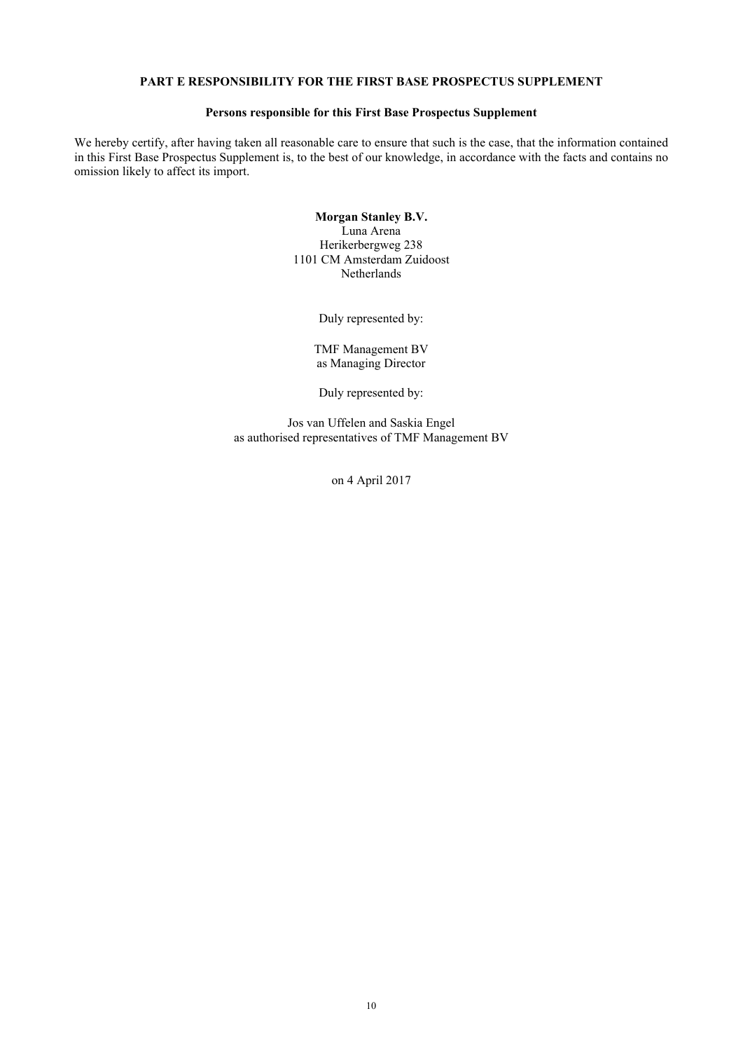# PART E RESPONSIBILITY FOR THE FIRST BASE PROSPECTUS SUPPLEMENT

## Persons responsible for this First Base Prospectus Supplement

We hereby certify, after having taken all reasonable care to ensure that such is the case, that the information contained in this First Base Prospectus Supplement is, to the best of our knowledge, in accordance with the facts and contains no omission likely to affect its import.

**Morgan Stanley B.V.**
Luna Arena
Herikerbergweg 238
1101 CM Amsterdam Zuidoost
Netherlands

Duly represented by:

TMF Management BV
as Managing Director

Duly represented by:

Jos van Uffelen and Saskia Engel
as authorised representatives of TMF Management BV

on 4 April 2017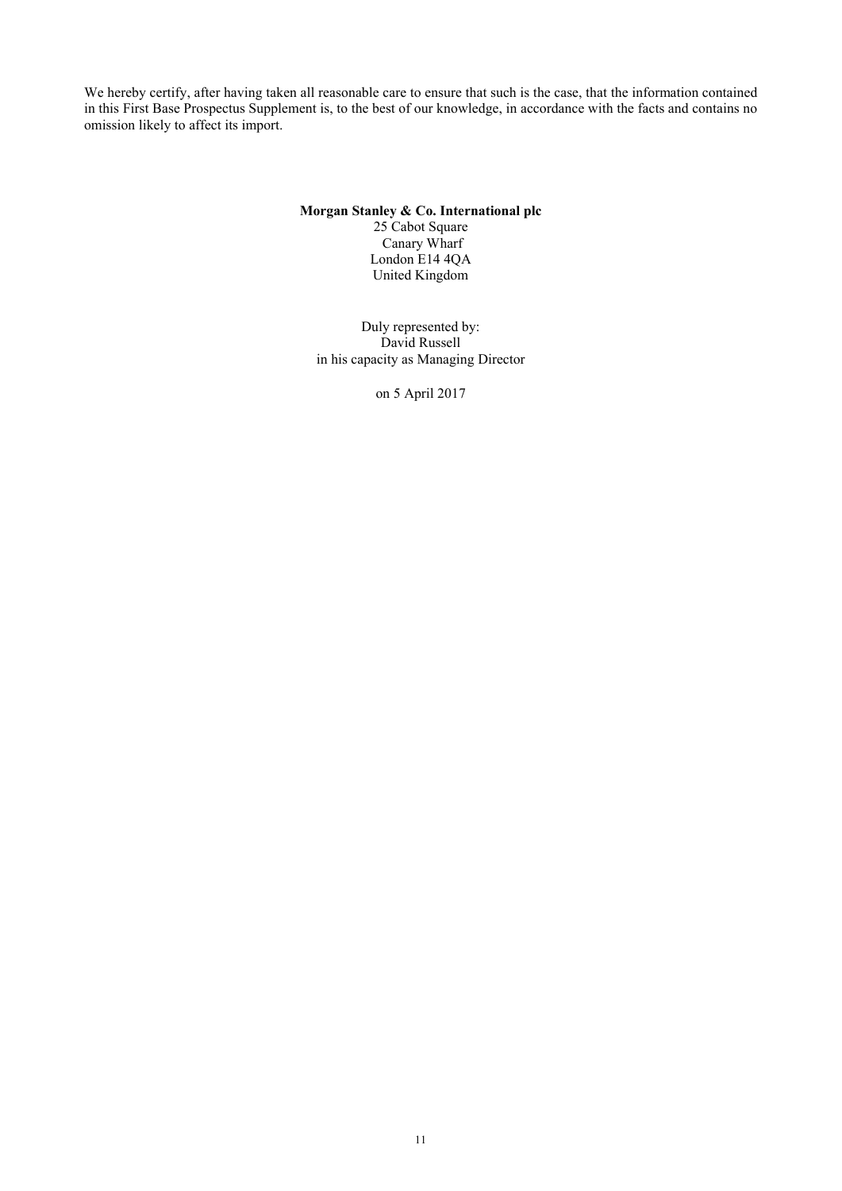We hereby certify, after having taken all reasonable care to ensure that such is the case, that the information contained in this First Base Prospectus Supplement is, to the best of our knowledge, in accordance with the facts and contains no omission likely to affect its import.

**Morgan Stanley & Co. International plc**
25 Cabot Square
Canary Wharf
London E14 4QA
United Kingdom

Duly represented by:
David Russell
in his capacity as Managing Director

on 5 April 2017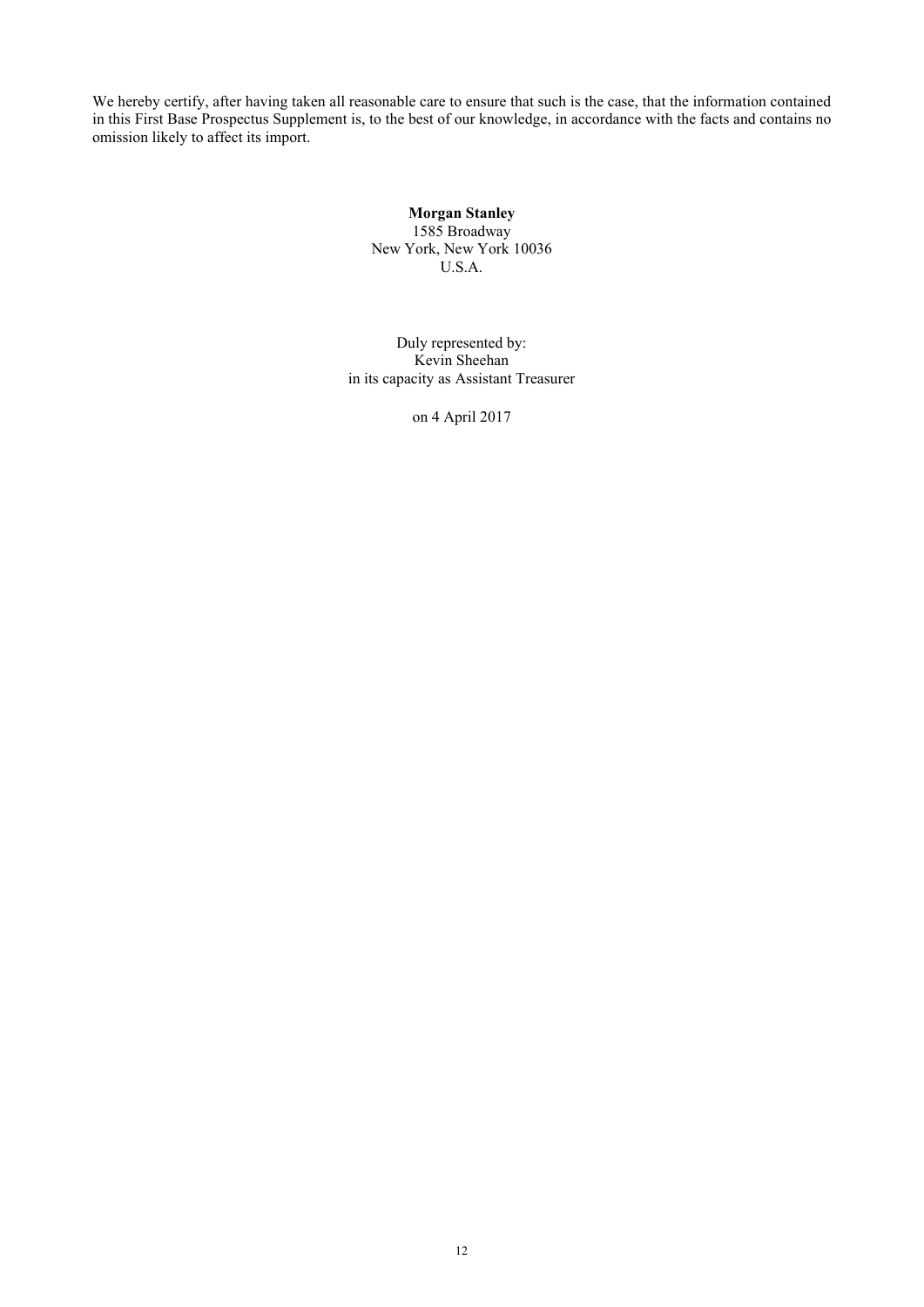We hereby certify, after having taken all reasonable care to ensure that such is the case, that the information contained in this First Base Prospectus Supplement is, to the best of our knowledge, in accordance with the facts and contains no omission likely to affect its import.

**Morgan Stanley**
1585 Broadway
New York, New York 10036
U.S.A.

Duly represented by:
Kevin Sheehan
in its capacity as Assistant Treasurer

on 4 April 2017